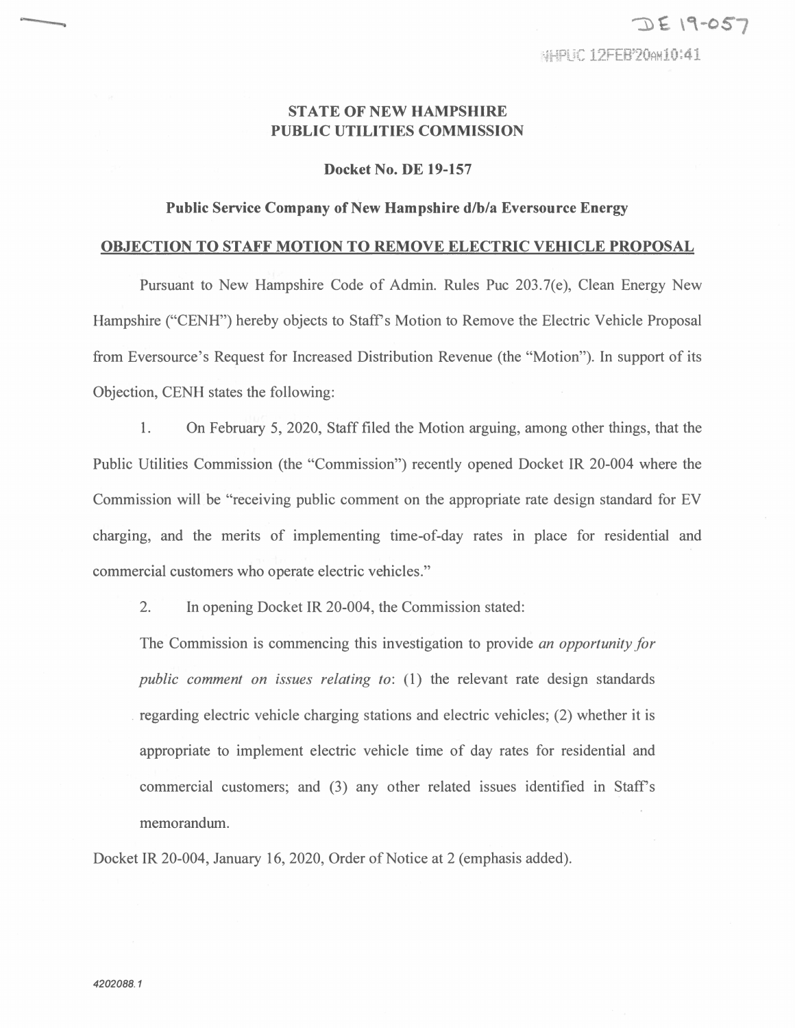DE 19-057

NHPUC 12FEB'20AM10:41

**STATE OF NEW HAMPSHIRE**
**PUBLIC UTILITIES COMMISSION**

**Docket No. DE 19-157**

**Public Service Company of New Hampshire d/b/a Eversource Energy**

**OBJECTION TO STAFF MOTION TO REMOVE ELECTRIC VEHICLE PROPOSAL**

Pursuant to New Hampshire Code of Admin. Rules Puc 203.7(e), Clean Energy New Hampshire ("CENH") hereby objects to Staff's Motion to Remove the Electric Vehicle Proposal from Eversource's Request for Increased Distribution Revenue (the "Motion"). In support of its Objection, CENH states the following:

1. On February 5, 2020, Staff filed the Motion arguing, among other things, that the Public Utilities Commission (the "Commission") recently opened Docket IR 20-004 where the Commission will be "receiving public comment on the appropriate rate design standard for EV charging, and the merits of implementing time-of-day rates in place for residential and commercial customers who operate electric vehicles."

2. In opening Docket IR 20-004, the Commission stated:

> The Commission is commencing this investigation to provide *an opportunity for public comment on issues relating to*: (1) the relevant rate design standards regarding electric vehicle charging stations and electric vehicles; (2) whether it is appropriate to implement electric vehicle time of day rates for residential and commercial customers; and (3) any other related issues identified in Staff's memorandum.

Docket IR 20-004, January 16, 2020, Order of Notice at 2 (emphasis added).

4202088.1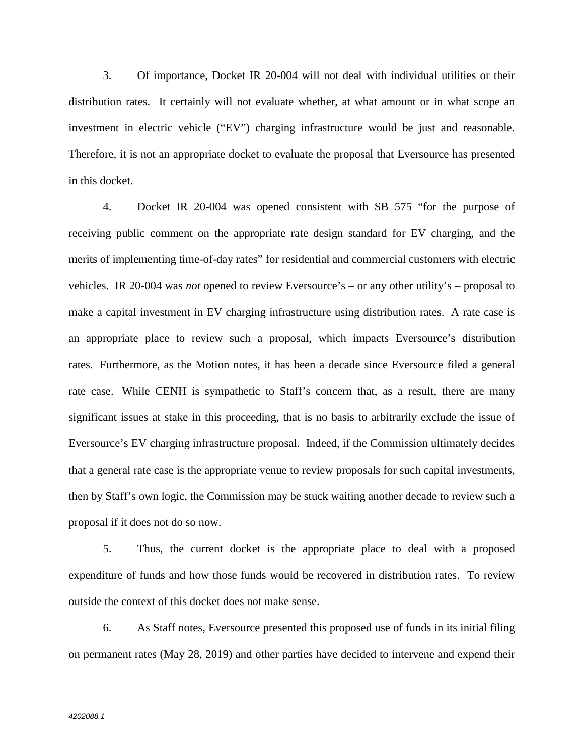3. Of importance, Docket IR 20-004 will not deal with individual utilities or their distribution rates. It certainly will not evaluate whether, at what amount or in what scope an investment in electric vehicle ("EV") charging infrastructure would be just and reasonable. Therefore, it is not an appropriate docket to evaluate the proposal that Eversource has presented in this docket.

4. Docket IR 20-004 was opened consistent with SB 575 "for the purpose of receiving public comment on the appropriate rate design standard for EV charging, and the merits of implementing time-of-day rates" for residential and commercial customers with electric vehicles. IR 20-004 was ***not*** opened to review Eversource's – or any other utility's – proposal to make a capital investment in EV charging infrastructure using distribution rates. A rate case is an appropriate place to review such a proposal, which impacts Eversource's distribution rates. Furthermore, as the Motion notes, it has been a decade since Eversource filed a general rate case. While CENH is sympathetic to Staff's concern that, as a result, there are many significant issues at stake in this proceeding, that is no basis to arbitrarily exclude the issue of Eversource's EV charging infrastructure proposal. Indeed, if the Commission ultimately decides that a general rate case is the appropriate venue to review proposals for such capital investments, then by Staff's own logic, the Commission may be stuck waiting another decade to review such a proposal if it does not do so now.

5. Thus, the current docket is the appropriate place to deal with a proposed expenditure of funds and how those funds would be recovered in distribution rates. To review outside the context of this docket does not make sense.

6. As Staff notes, Eversource presented this proposed use of funds in its initial filing on permanent rates (May 28, 2019) and other parties have decided to intervene and expend their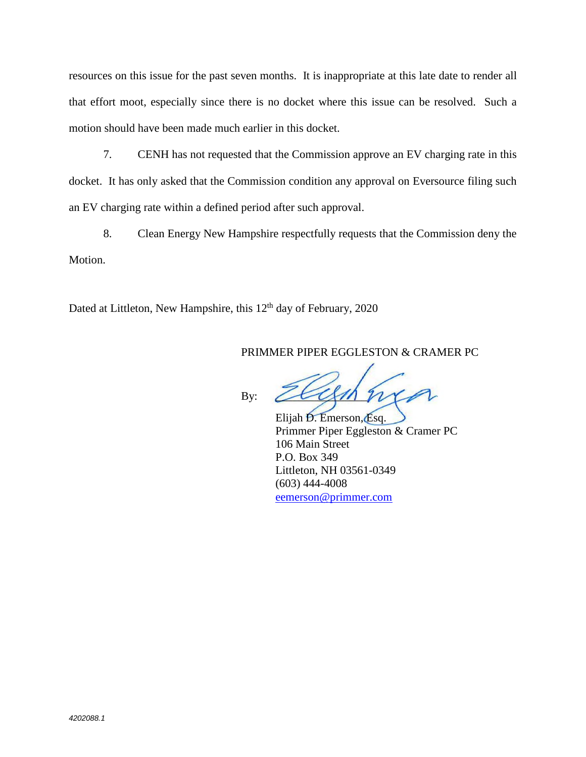resources on this issue for the past seven months. It is inappropriate at this late date to render all that effort moot, especially since there is no docket where this issue can be resolved. Such a motion should have been made much earlier in this docket.

7. CENH has not requested that the Commission approve an EV charging rate in this docket. It has only asked that the Commission condition any approval on Eversource filing such an EV charging rate within a defined period after such approval.

8. Clean Energy New Hampshire respectfully requests that the Commission deny the Motion.

Dated at Littleton, New Hampshire, this 12th day of February, 2020

PRIMMER PIPER EGGLESTON & CRAMER PC

By: ______________________

Elijah D. Emerson, Esq.
Primmer Piper Eggleston & Cramer PC
106 Main Street
P.O. Box 349
Littleton, NH 03561-0349
(603) 444-4008
eemerson@primmer.com

4202088.1